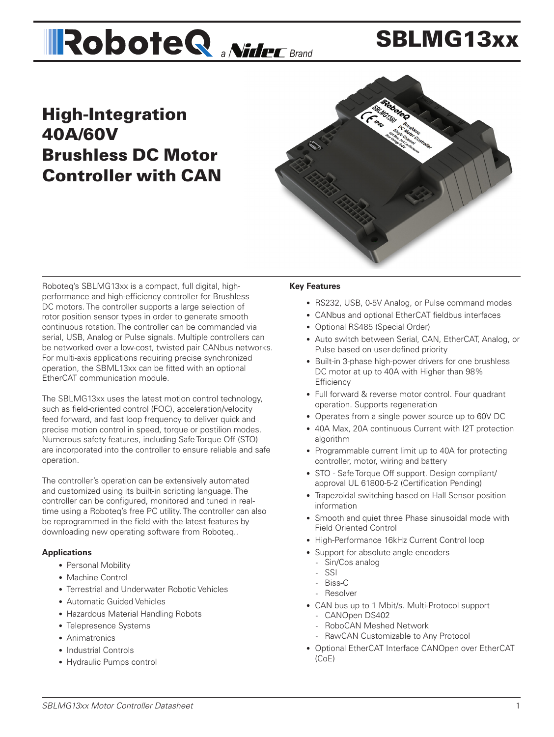# SBLMG13xx

## High-Integration 40A/60V Brushless DC Motor Controller with CAN

Roboteq's SBLMG13xx is a compact, full digital, high-performance and high-efficiency controller for Brushless DC motors. The controller supports a large selection of rotor position sensor types in order to generate smooth continuous rotation. The controller can be commanded via serial, USB, Analog or Pulse signals. Multiple controllers can be networked over a low-cost, twisted pair CANbus networks. For multi-axis applications requiring precise synchronized operation, the SBML13xx can be fitted with an optional EtherCAT communication module.

The SBLMG13xx uses the latest motion control technology, such as field-oriented control (FOC), acceleration/velocity feed forward, and fast loop frequency to deliver quick and precise motion control in speed, torque or postilion modes. Numerous safety features, including Safe Torque Off (STO) are incorporated into the controller to ensure reliable and safe operation.

The controller's operation can be extensively automated and customized using its built-in scripting language. The controller can be configured, monitored and tuned in real-time using a Roboteq's free PC utility. The controller can also be reprogrammed in the field with the latest features by downloading new operating software from Roboteq..

### Applications

- Personal Mobility
- Machine Control
- Terrestrial and Underwater Robotic Vehicles
- Automatic Guided Vehicles
- Hazardous Material Handling Robots
- Telepresence Systems
- Animatronics
- Industrial Controls
- Hydraulic Pumps control

### Key Features

- RS232, USB, 0-5V Analog, or Pulse command modes
- CANbus and optional EtherCAT fieldbus interfaces
- Optional RS485 (Special Order)
- Auto switch between Serial, CAN, EtherCAT, Analog, or Pulse based on user-defined priority
- Built-in 3-phase high-power drivers for one brushless DC motor at up to 40A with Higher than 98% Efficiency
- Full forward & reverse motor control. Four quadrant operation. Supports regeneration
- Operates from a single power source up to 60V DC
- 40A Max, 20A continuous Current with I2T protection algorithm
- Programmable current limit up to 40A for protecting controller, motor, wiring and battery
- STO - Safe Torque Off support. Design compliant/ approval UL 61800-5-2 (Certification Pending)
- Trapezoidal switching based on Hall Sensor position information
- Smooth and quiet three Phase sinusoidal mode with Field Oriented Control
- High-Performance 16kHz Current Control loop
- Support for absolute angle encoders
  - Sin/Cos analog
  - SSI
  - Biss-C
  - Resolver
- CAN bus up to 1 Mbit/s. Multi-Protocol support
  - CANOpen DS402
  - RoboCAN Meshed Network
  - RawCAN Customizable to Any Protocol
- Optional EtherCAT Interface CANOpen over EtherCAT (CoE)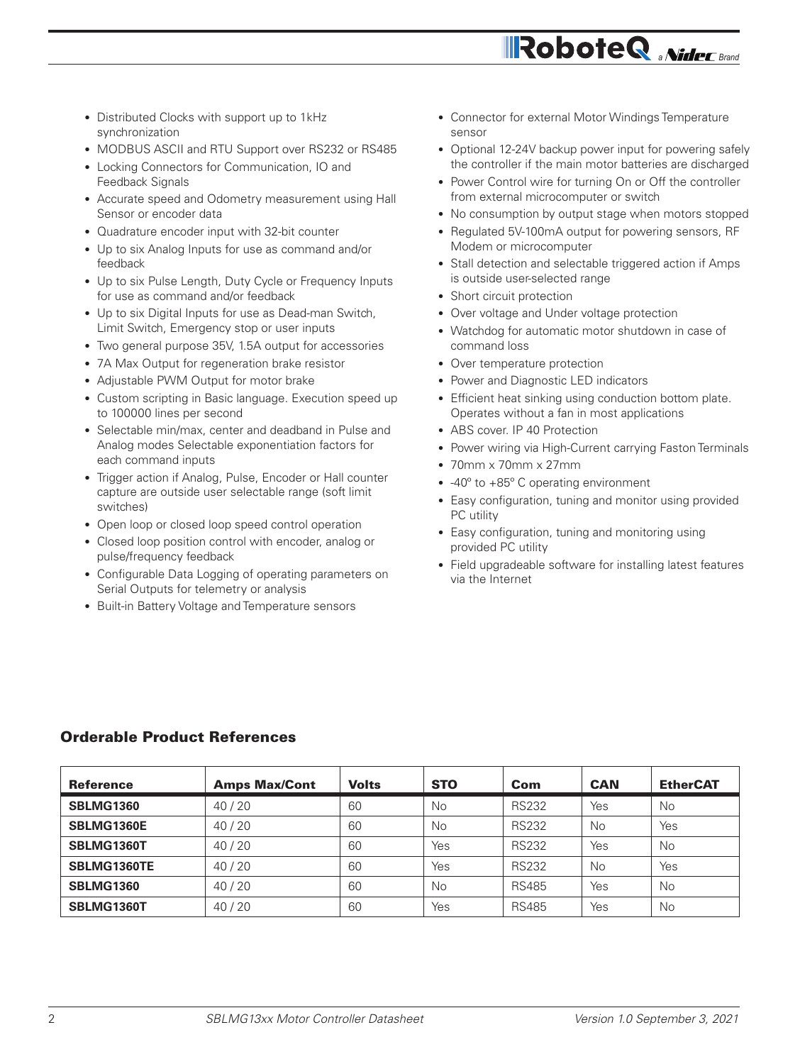- Distributed Clocks with support up to 1kHz synchronization
- MODBUS ASCII and RTU Support over RS232 or RS485
- Locking Connectors for Communication, IO and Feedback Signals
- Accurate speed and Odometry measurement using Hall Sensor or encoder data
- Quadrature encoder input with 32-bit counter
- Up to six Analog Inputs for use as command and/or feedback
- Up to six Pulse Length, Duty Cycle or Frequency Inputs for use as command and/or feedback
- Up to six Digital Inputs for use as Dead-man Switch, Limit Switch, Emergency stop or user inputs
- Two general purpose 35V, 1.5A output for accessories
- 7A Max Output for regeneration brake resistor
- Adjustable PWM Output for motor brake
- Custom scripting in Basic language. Execution speed up to 100000 lines per second
- Selectable min/max, center and deadband in Pulse and Analog modes Selectable exponentiation factors for each command inputs
- Trigger action if Analog, Pulse, Encoder or Hall counter capture are outside user selectable range (soft limit switches)
- Open loop or closed loop speed control operation
- Closed loop position control with encoder, analog or pulse/frequency feedback
- Configurable Data Logging of operating parameters on Serial Outputs for telemetry or analysis
- Built-in Battery Voltage and Temperature sensors
- Connector for external Motor Windings Temperature sensor
- Optional 12-24V backup power input for powering safely the controller if the main motor batteries are discharged
- Power Control wire for turning On or Off the controller from external microcomputer or switch
- No consumption by output stage when motors stopped
- Regulated 5V-100mA output for powering sensors, RF Modem or microcomputer
- Stall detection and selectable triggered action if Amps is outside user-selected range
- Short circuit protection
- Over voltage and Under voltage protection
- Watchdog for automatic motor shutdown in case of command loss
- Over temperature protection
- Power and Diagnostic LED indicators
- Efficient heat sinking using conduction bottom plate. Operates without a fan in most applications
- ABS cover. IP 40 Protection
- Power wiring via High-Current carrying Faston Terminals
- 70mm x 70mm x 27mm
- -40º to +85º C operating environment
- Easy configuration, tuning and monitor using provided PC utility
- Easy configuration, tuning and monitoring using provided PC utility
- Field upgradeable software for installing latest features via the Internet

## Orderable Product References

| Reference | Amps Max/Cont | Volts | STO | Com | CAN | EtherCAT |
|---|---|---|---|---|---|---|
| **SBLMG1360** | 40 / 20 | 60 | No | RS232 | Yes | No |
| **SBLMG1360E** | 40 / 20 | 60 | No | RS232 | No | Yes |
| **SBLMG1360T** | 40 / 20 | 60 | Yes | RS232 | Yes | No |
| **SBLMG1360TE** | 40 / 20 | 60 | Yes | RS232 | No | Yes |
| **SBLMG1360** | 40 / 20 | 60 | No | RS485 | Yes | No |
| **SBLMG1360T** | 40 / 20 | 60 | Yes | RS485 | Yes | No |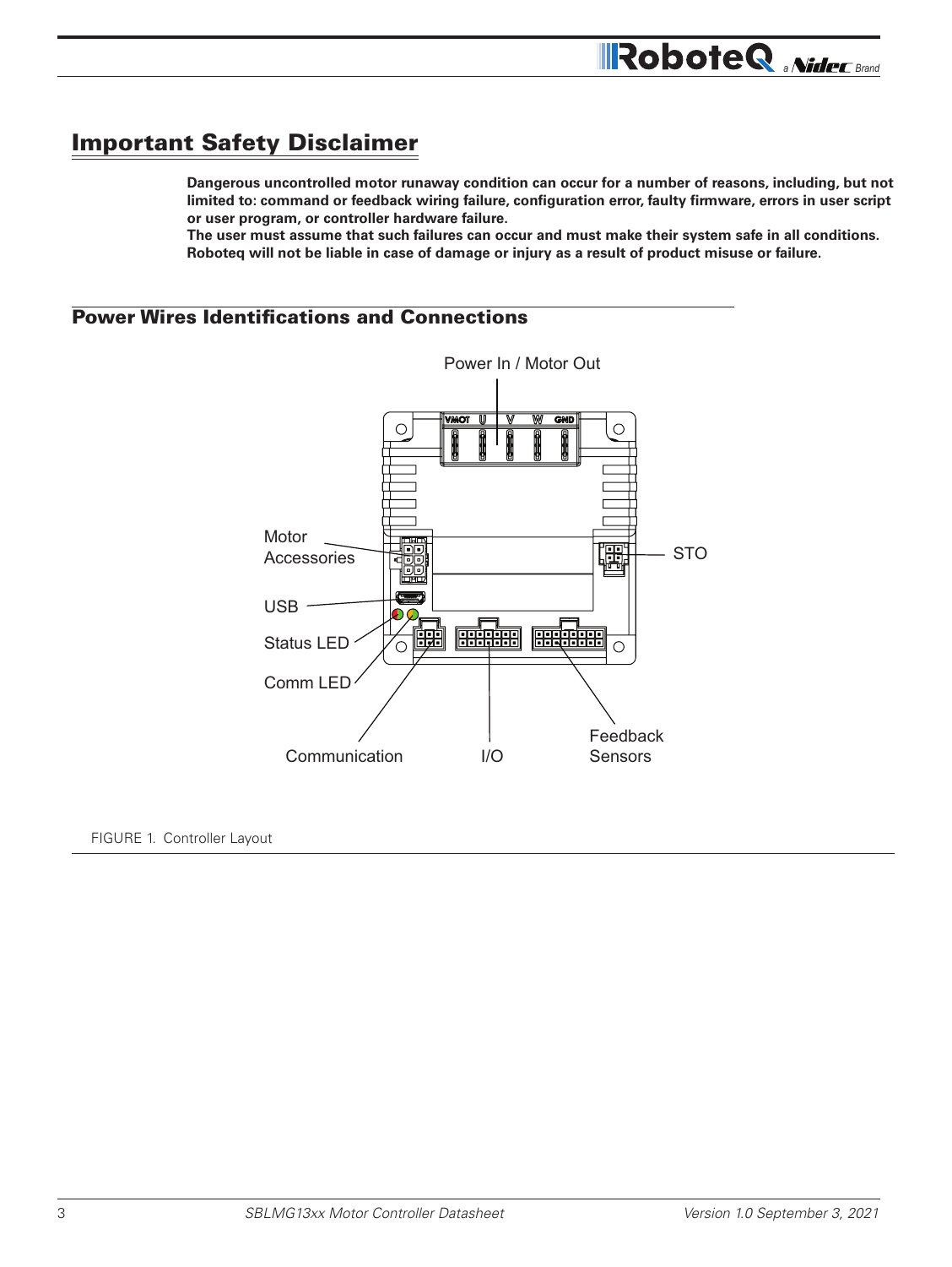## Important Safety Disclaimer

**Dangerous uncontrolled motor runaway condition can occur for a number of reasons, including, but not limited to: command or feedback wiring failure, configuration error, faulty firmware, errors in user script or user program, or controller hardware failure.**
**The user must assume that such failures can occur and must make their system safe in all conditions. Roboteq will not be liable in case of damage or injury as a result of product misuse or failure.**

## Power Wires Identifications and Connections

Power In / Motor Out

VMOT U V W GND

Motor Accessories

STO

USB

Status LED

Comm LED

Communication

I/O

Feedback Sensors

FIGURE 1. Controller Layout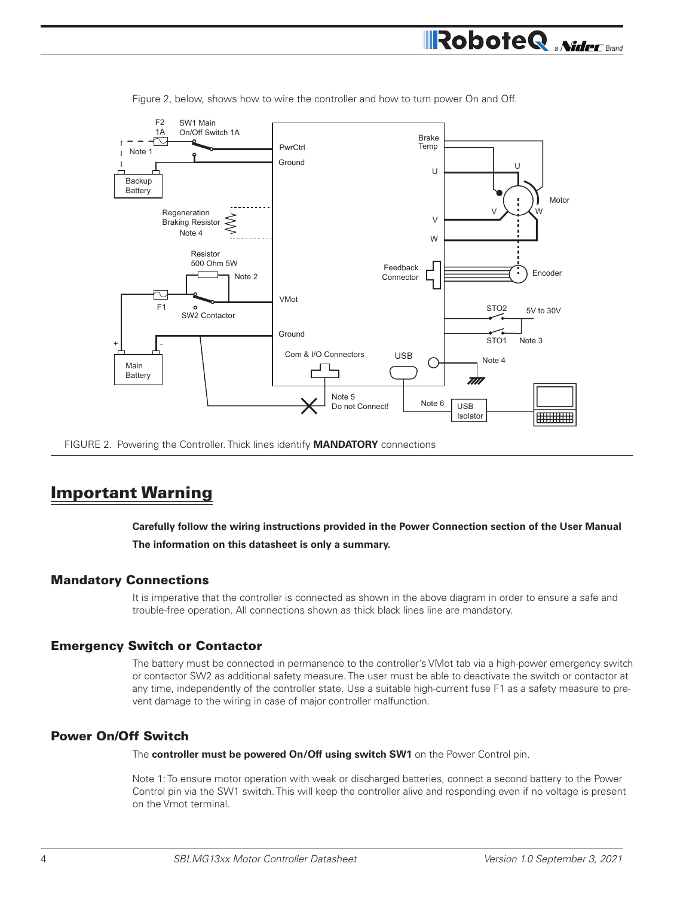Figure 2, below, shows how to wire the controller and how to turn power On and Off.

FIGURE 2. Powering the Controller. Thick lines identify **MANDATORY** connections

## Important Warning

**Carefully follow the wiring instructions provided in the Power Connection section of the User Manual**

**The information on this datasheet is only a summary.**

### Mandatory Connections

It is imperative that the controller is connected as shown in the above diagram in order to ensure a safe and trouble-free operation. All connections shown as thick black lines line are mandatory.

### Emergency Switch or Contactor

The battery must be connected in permanence to the controller's VMot tab via a high-power emergency switch or contactor SW2 as additional safety measure. The user must be able to deactivate the switch or contactor at any time, independently of the controller state. Use a suitable high-current fuse F1 as a safety measure to prevent damage to the wiring in case of major controller malfunction.

### Power On/Off Switch

The **controller must be powered On/Off using switch SW1** on the Power Control pin.

Note 1: To ensure motor operation with weak or discharged batteries, connect a second battery to the Power Control pin via the SW1 switch. This will keep the controller alive and responding even if no voltage is present on the Vmot terminal.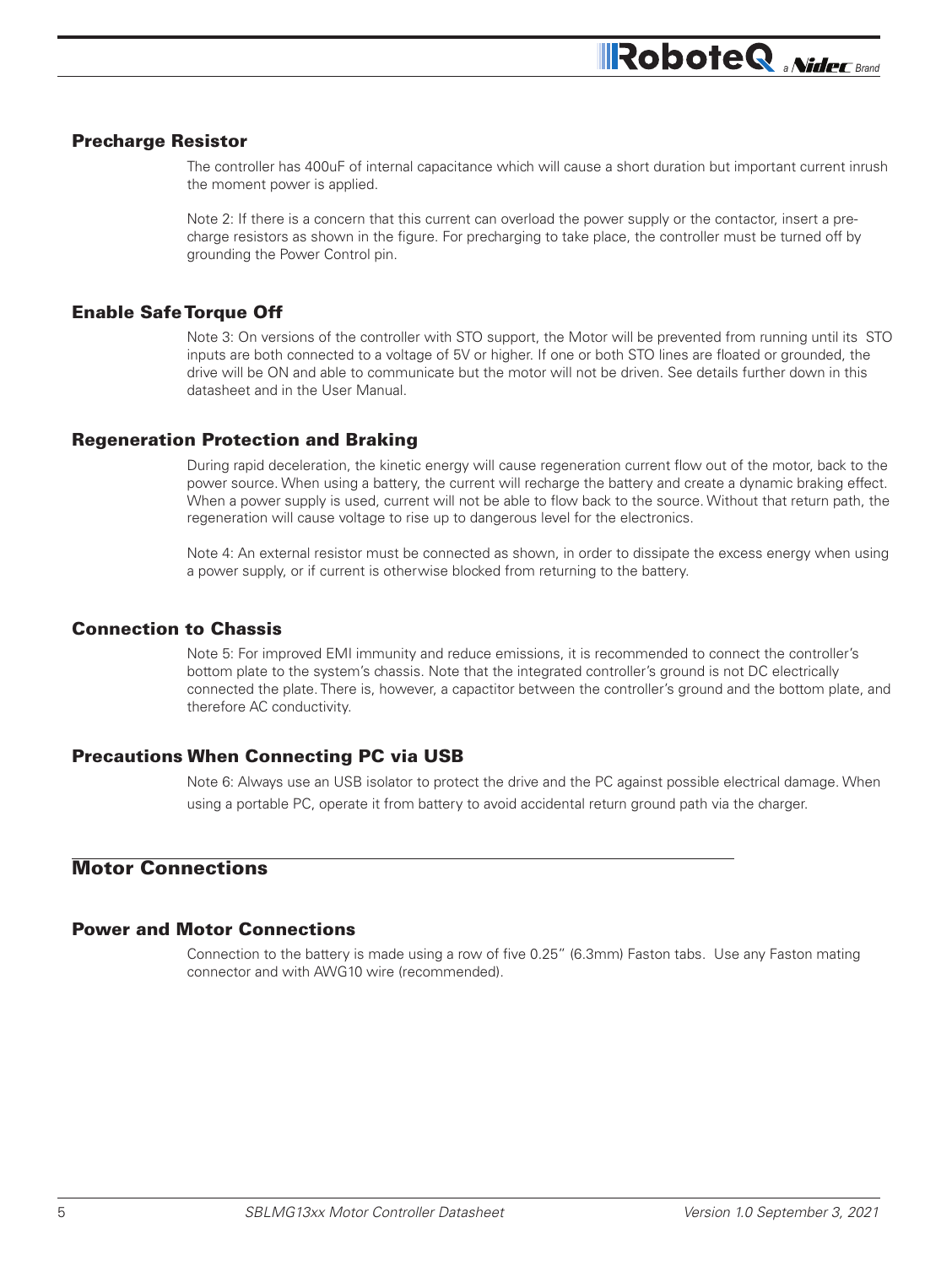### Precharge Resistor

The controller has 400uF of internal capacitance which will cause a short duration but important current inrush the moment power is applied.

Note 2: If there is a concern that this current can overload the power supply or the contactor, insert a pre-charge resistors as shown in the figure. For precharging to take place, the controller must be turned off by grounding the Power Control pin.

### Enable Safe Torque Off

Note 3: On versions of the controller with STO support, the Motor will be prevented from running until its STO inputs are both connected to a voltage of 5V or higher. If one or both STO lines are floated or grounded, the drive will be ON and able to communicate but the motor will not be driven. See details further down in this datasheet and in the User Manual.

### Regeneration Protection and Braking

During rapid deceleration, the kinetic energy will cause regeneration current flow out of the motor, back to the power source. When using a battery, the current will recharge the battery and create a dynamic braking effect. When a power supply is used, current will not be able to flow back to the source. Without that return path, the regeneration will cause voltage to rise up to dangerous level for the electronics.

Note 4: An external resistor must be connected as shown, in order to dissipate the excess energy when using a power supply, or if current is otherwise blocked from returning to the battery.

### Connection to Chassis

Note 5: For improved EMI immunity and reduce emissions, it is recommended to connect the controller's bottom plate to the system's chassis. Note that the integrated controller's ground is not DC electrically connected the plate. There is, however, a capactitor between the controller's ground and the bottom plate, and therefore AC conductivity.

### Precautions When Connecting PC via USB

Note 6: Always use an USB isolator to protect the drive and the PC against possible electrical damage. When using a portable PC, operate it from battery to avoid accidental return ground path via the charger.

## Motor Connections

### Power and Motor Connections

Connection to the battery is made using a row of five 0.25" (6.3mm) Faston tabs. Use any Faston mating connector and with AWG10 wire (recommended).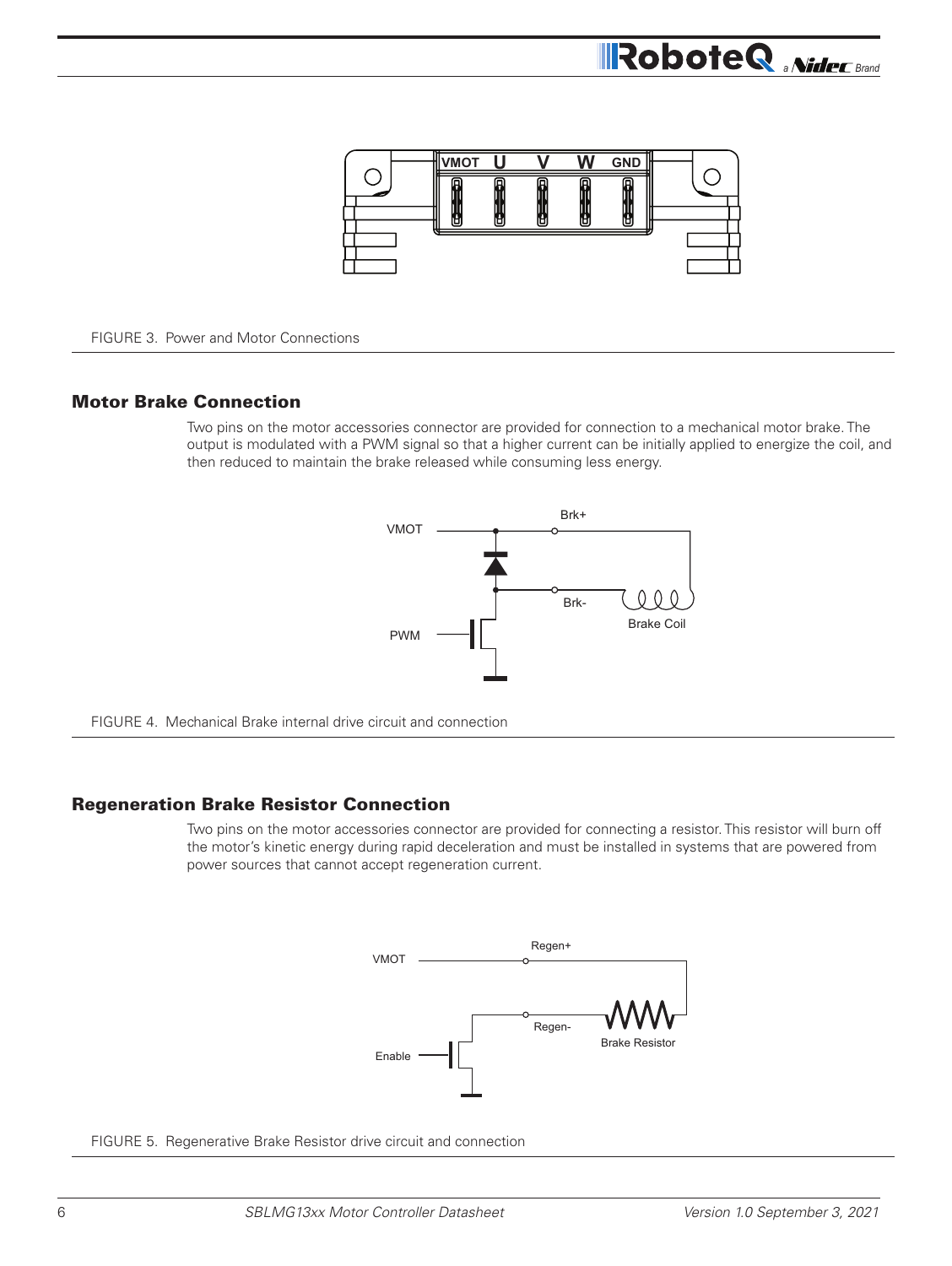VMOT U V W GND

FIGURE 3. Power and Motor Connections

## Motor Brake Connection

Two pins on the motor accessories connector are provided for connection to a mechanical motor brake. The output is modulated with a PWM signal so that a higher current can be initially applied to energize the coil, and then reduced to maintain the brake released while consuming less energy.

VMOT Brk+ Brk- Brake Coil PWM

FIGURE 4. Mechanical Brake internal drive circuit and connection

## Regeneration Brake Resistor Connection

Two pins on the motor accessories connector are provided for connecting a resistor. This resistor will burn off the motor's kinetic energy during rapid deceleration and must be installed in systems that are powered from power sources that cannot accept regeneration current.

VMOT Regen+ Regen- Brake Resistor Enable

FIGURE 5. Regenerative Brake Resistor drive circuit and connection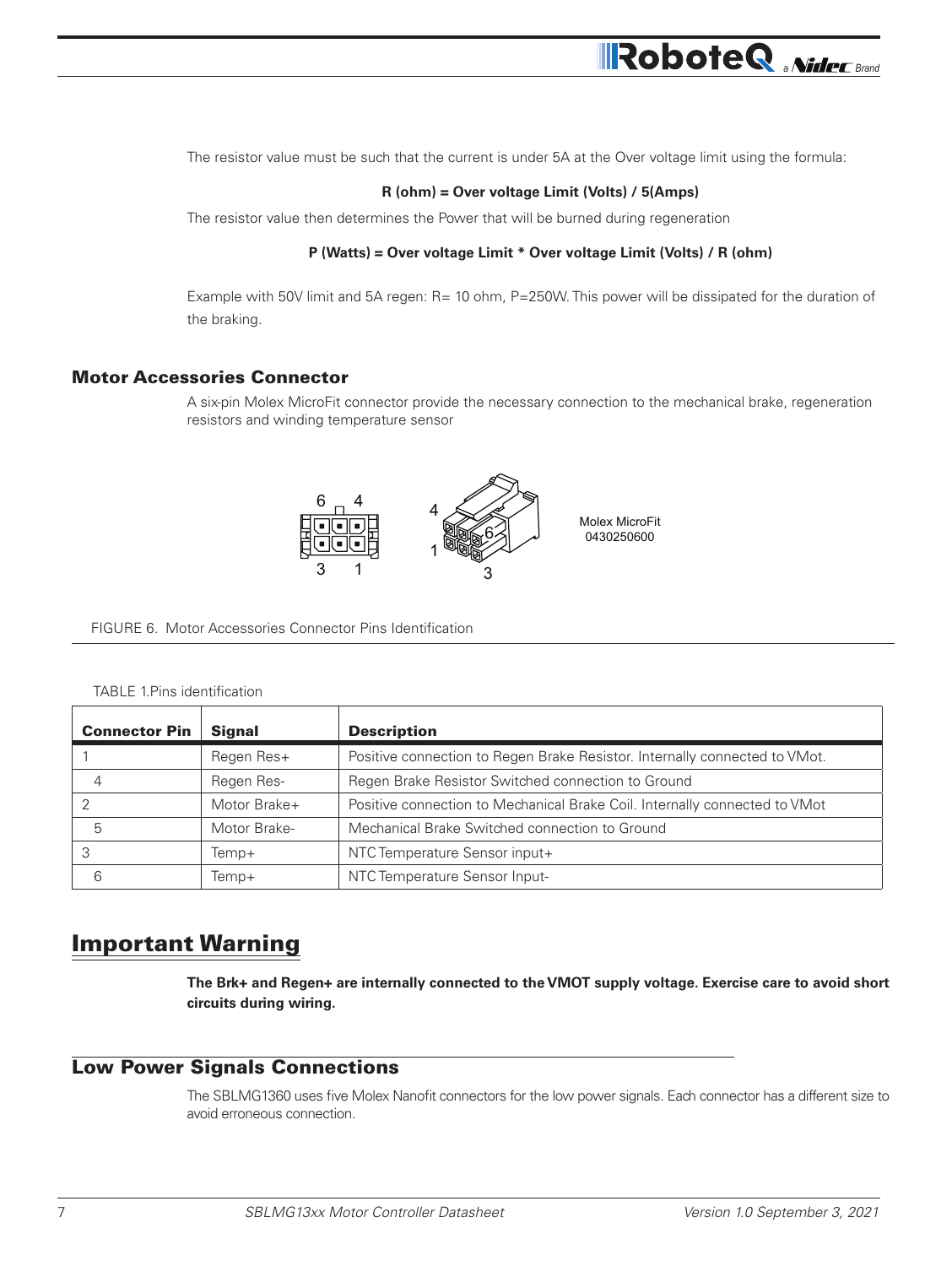The resistor value must be such that the current is under 5A at the Over voltage limit using the formula:

**R (ohm) = Over voltage Limit (Volts) / 5(Amps)**

The resistor value then determines the Power that will be burned during regeneration

**P (Watts) = Over voltage Limit * Over voltage Limit (Volts) / R (ohm)**

Example with 50V limit and 5A regen: R= 10 ohm, P=250W. This power will be dissipated for the duration of the braking.

### Motor Accessories Connector

A six-pin Molex MicroFit connector provide the necessary connection to the mechanical brake, regeneration resistors and winding temperature sensor

Molex MicroFit 0430250600

FIGURE 6. Motor Accessories Connector Pins Identification

TABLE 1.Pins identification

| Connector Pin | Signal | Description |
|---|---|---|
| 1 | Regen Res+ | Positive connection to Regen Brake Resistor. Internally connected to VMot. |
| 4 | Regen Res- | Regen Brake Resistor Switched connection to Ground |
| 2 | Motor Brake+ | Positive connection to Mechanical Brake Coil. Internally connected to VMot |
| 5 | Motor Brake- | Mechanical Brake Switched connection to Ground |
| 3 | Temp+ | NTC Temperature Sensor input+ |
| 6 | Temp+ | NTC Temperature Sensor Input- |

## Important Warning

**The Brk+ and Regen+ are internally connected to the VMOT supply voltage. Exercise care to avoid short circuits during wiring.**

### Low Power Signals Connections

The SBLMG1360 uses five Molex Nanofit connectors for the low power signals. Each connector has a different size to avoid erroneous connection.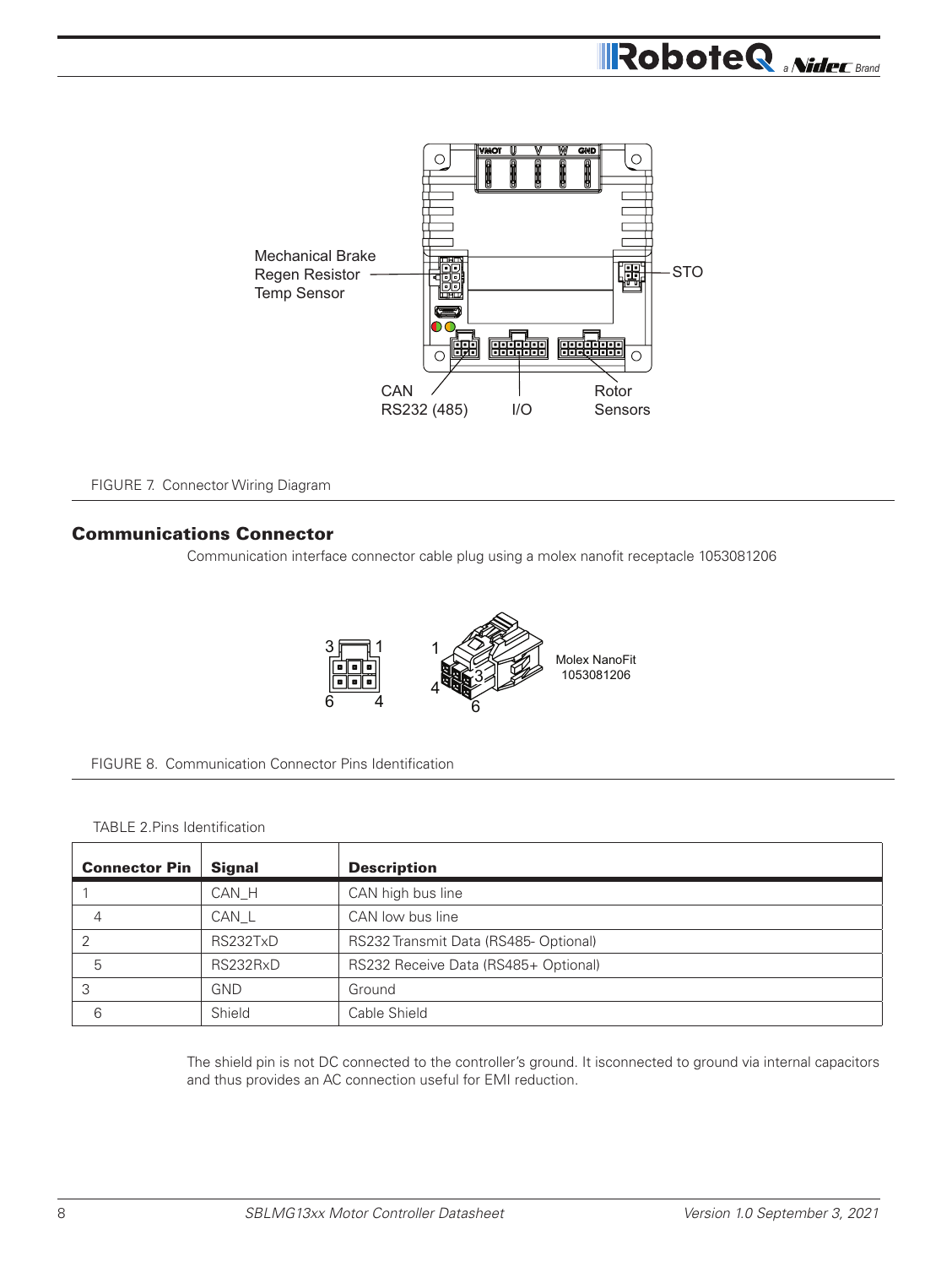FIGURE 7. Connector Wiring Diagram

## Communications Connector

Communication interface connector cable plug using a molex nanofit receptacle 1053081206

FIGURE 8. Communication Connector Pins Identification

TABLE 2.Pins Identification

| Connector Pin | Signal | Description |
|---|---|---|
| 1 | CAN_H | CAN high bus line |
| 4 | CAN_L | CAN low bus line |
| 2 | RS232TxD | RS232 Transmit Data (RS485- Optional) |
| 5 | RS232RxD | RS232 Receive Data (RS485+ Optional) |
| 3 | GND | Ground |
| 6 | Shield | Cable Shield |

The shield pin is not DC connected to the controller's ground. It isconnected to ground via internal capacitors and thus provides an AC connection useful for EMI reduction.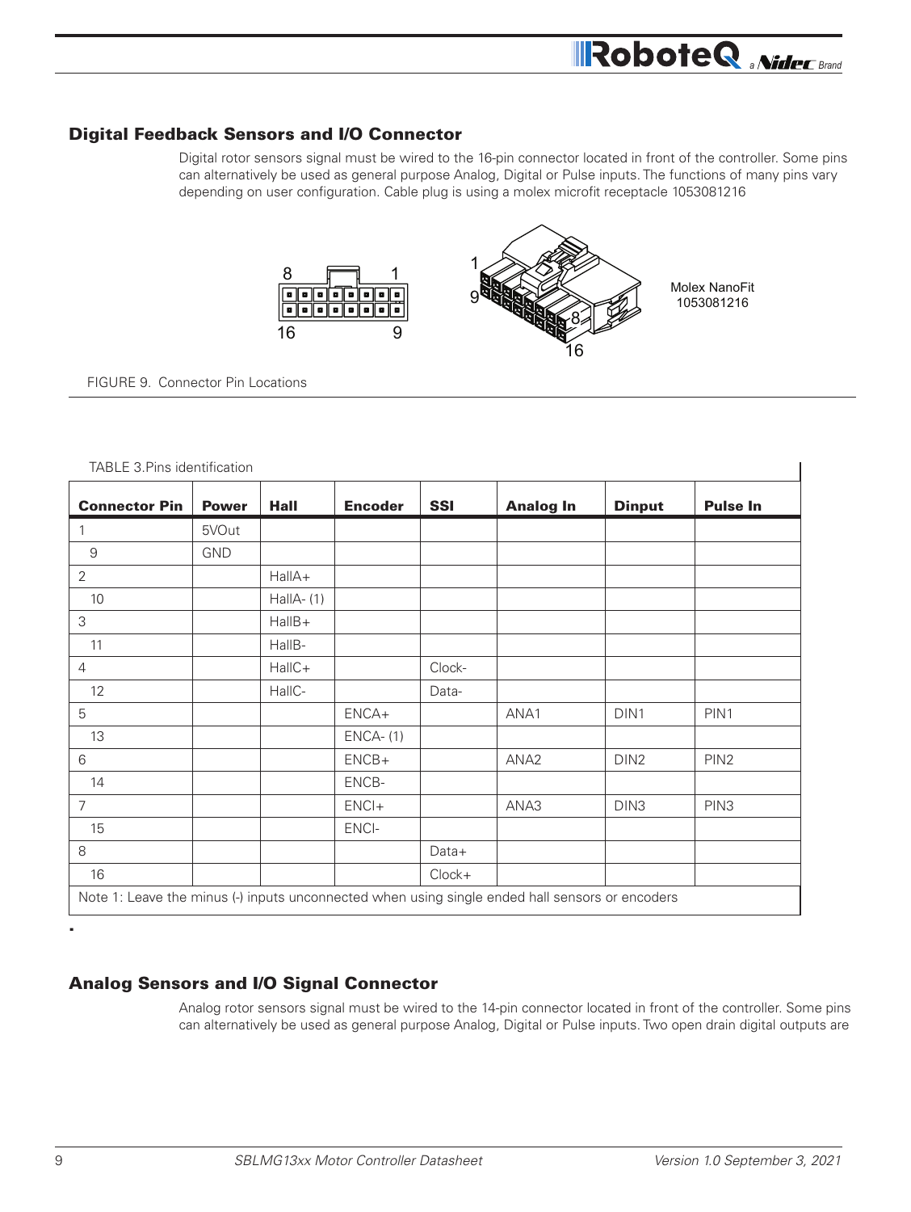## Digital Feedback Sensors and I/O Connector

Digital rotor sensors signal must be wired to the 16-pin connector located in front of the controller. Some pins can alternatively be used as general purpose Analog, Digital or Pulse inputs. The functions of many pins vary depending on user configuration. Cable plug is using a molex microfit receptacle 1053081216

8 1
16 9

1
9
8
16

Molex NanoFit
1053081216

FIGURE 9. Connector Pin Locations

TABLE 3.Pins identification

| Connector Pin | Power | Hall | Encoder | SSI | Analog In | Dinput | Pulse In |
|---|---|---|---|---|---|---|---|
| 1 | 5VOut | | | | | | |
| 9 | GND | | | | | | |
| 2 | | HallA+ | | | | | |
| 10 | | HallA- (1) | | | | | |
| 3 | | HallB+ | | | | | |
| 11 | | HallB- | | | | | |
| 4 | | HallC+ | | Clock- | | | |
| 12 | | HallC- | | Data- | | | |
| 5 | | | ENCA+ | | ANA1 | DIN1 | PIN1 |
| 13 | | | ENCA- (1) | | | | |
| 6 | | | ENCB+ | | ANA2 | DIN2 | PIN2 |
| 14 | | | ENCB- | | | | |
| 7 | | | ENCI+ | | ANA3 | DIN3 | PIN3 |
| 15 | | | ENCI- | | | | |
| 8 | | | | Data+ | | | |
| 16 | | | | Clock+ | | | |

Note 1: Leave the minus (-) inputs unconnected when using single ended hall sensors or encoders

## Analog Sensors and I/O Signal Connector

Analog rotor sensors signal must be wired to the 14-pin connector located in front of the controller. Some pins can alternatively be used as general purpose Analog, Digital or Pulse inputs. Two open drain digital outputs are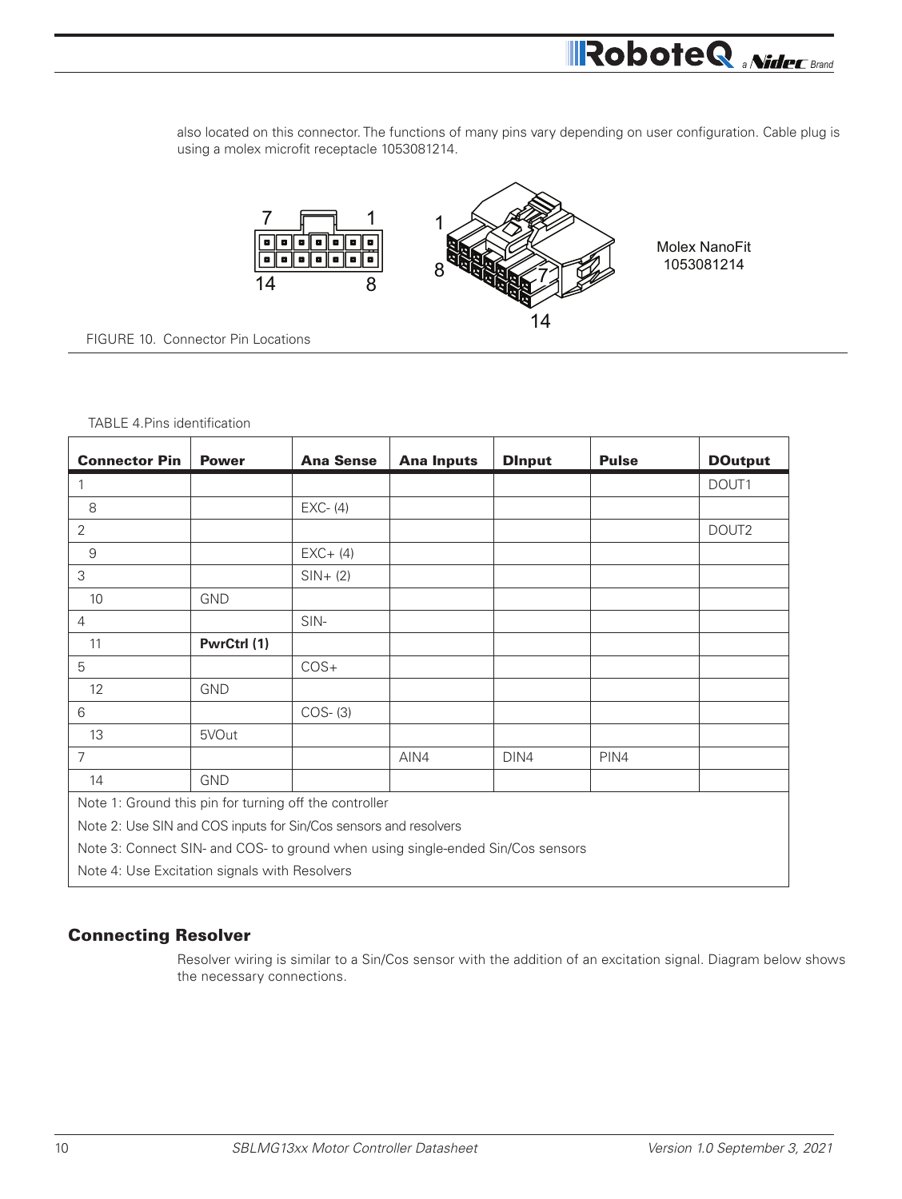also located on this connector. The functions of many pins vary depending on user configuration. Cable plug is using a molex microfit receptacle 1053081214.

Molex NanoFit 1053081214

FIGURE 10. Connector Pin Locations

TABLE 4.Pins identification

| Connector Pin | Power | Ana Sense | Ana Inputs | DInput | Pulse | DOutput |
|---|---|---|---|---|---|---|
| 1 | | | | | | DOUT1 |
| 8 | | EXC- (4) | | | | |
| 2 | | | | | | DOUT2 |
| 9 | | EXC+ (4) | | | | |
| 3 | | SIN+ (2) | | | | |
| 10 | GND | | | | | |
| 4 | | SIN- | | | | |
| 11 | **PwrCtrl (1)** | | | | | |
| 5 | | COS+ | | | | |
| 12 | GND | | | | | |
| 6 | | COS- (3) | | | | |
| 13 | 5VOut | | | | | |
| 7 | | | AIN4 | DIN4 | PIN4 | |
| 14 | GND | | | | | |
| Note 1: Ground this pin for turning off the controller | | | | | | |
| Note 2: Use SIN and COS inputs for Sin/Cos sensors and resolvers | | | | | | |
| Note 3: Connect SIN- and COS- to ground when using single-ended Sin/Cos sensors | | | | | | |
| Note 4: Use Excitation signals with Resolvers | | | | | | |

## Connecting Resolver

Resolver wiring is similar to a Sin/Cos sensor with the addition of an excitation signal. Diagram below shows the necessary connections.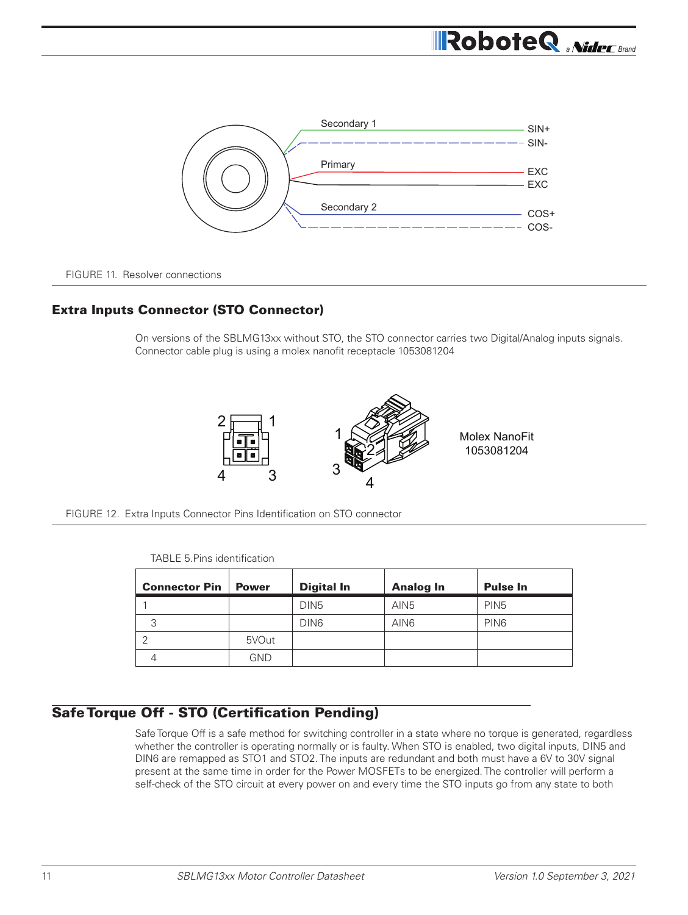Secondary 1 — SIN+ / SIN-

Primary — EXC / EXC

Secondary 2 — COS+ / COS-

FIGURE 11. Resolver connections

## Extra Inputs Connector (STO Connector)

On versions of the SBLMG13xx without STO, the STO connector carries two Digital/Analog inputs signals. Connector cable plug is using a molex nanofit receptacle 1053081204

Molex NanoFit 1053081204

FIGURE 12. Extra Inputs Connector Pins Identification on STO connector

TABLE 5.Pins identification

| Connector Pin | Power | Digital In | Analog In | Pulse In |
|---|---|---|---|---|
| 1 | | DIN5 | AIN5 | PIN5 |
| 3 | | DIN6 | AIN6 | PIN6 |
| 2 | 5VOut | | | |
| 4 | GND | | | |

## Safe Torque Off - STO (Certification Pending)

Safe Torque Off is a safe method for switching controller in a state where no torque is generated, regardless whether the controller is operating normally or is faulty. When STO is enabled, two digital inputs, DIN5 and DIN6 are remapped as STO1 and STO2. The inputs are redundant and both must have a 6V to 30V signal present at the same time in order for the Power MOSFETs to be energized. The controller will perform a self-check of the STO circuit at every power on and every time the STO inputs go from any state to both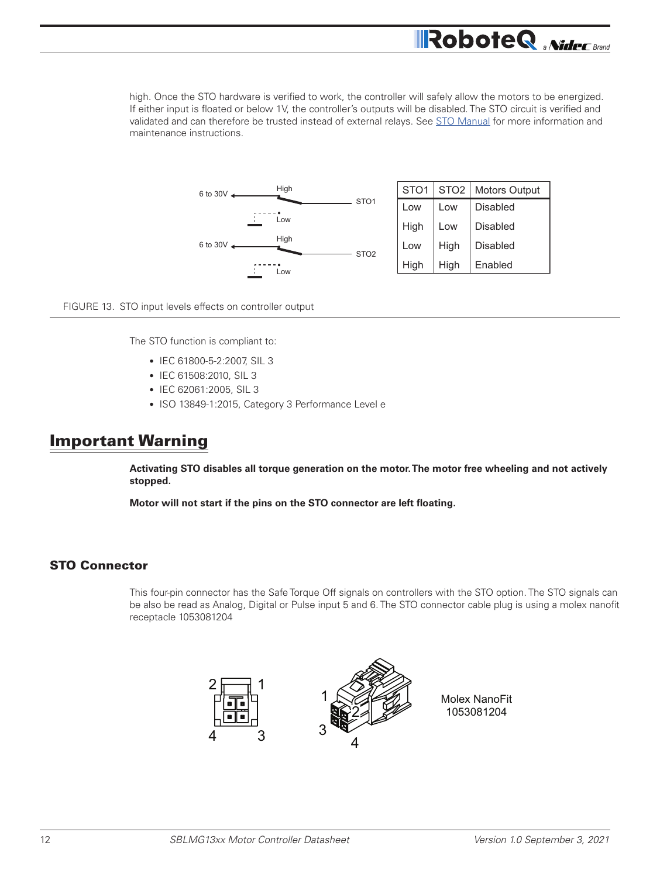high. Once the STO hardware is verified to work, the controller will safely allow the motors to be energized. If either input is floated or below 1V, the controller's outputs will be disabled. The STO circuit is verified and validated and can therefore be trusted instead of external relays. See [STO Manual] for more information and maintenance instructions.

| STO1 | STO2 | Motors Output |
|---|---|---|
| Low | Low | Disabled |
| High | Low | Disabled |
| Low | High | Disabled |
| High | High | Enabled |

FIGURE 13. STO input levels effects on controller output

The STO function is compliant to:

- IEC 61800-5-2:2007, SIL 3
- IEC 61508:2010, SIL 3
- IEC 62061:2005, SIL 3
- ISO 13849-1:2015, Category 3 Performance Level e

## Important Warning

**Activating STO disables all torque generation on the motor. The motor free wheeling and not actively stopped.**

**Motor will not start if the pins on the STO connector are left floating.**

### STO Connector

This four-pin connector has the Safe Torque Off signals on controllers with the STO option. The STO signals can be also be read as Analog, Digital or Pulse input 5 and 6. The STO connector cable plug is using a molex nanofit receptacle 1053081204

Molex NanoFit 1053081204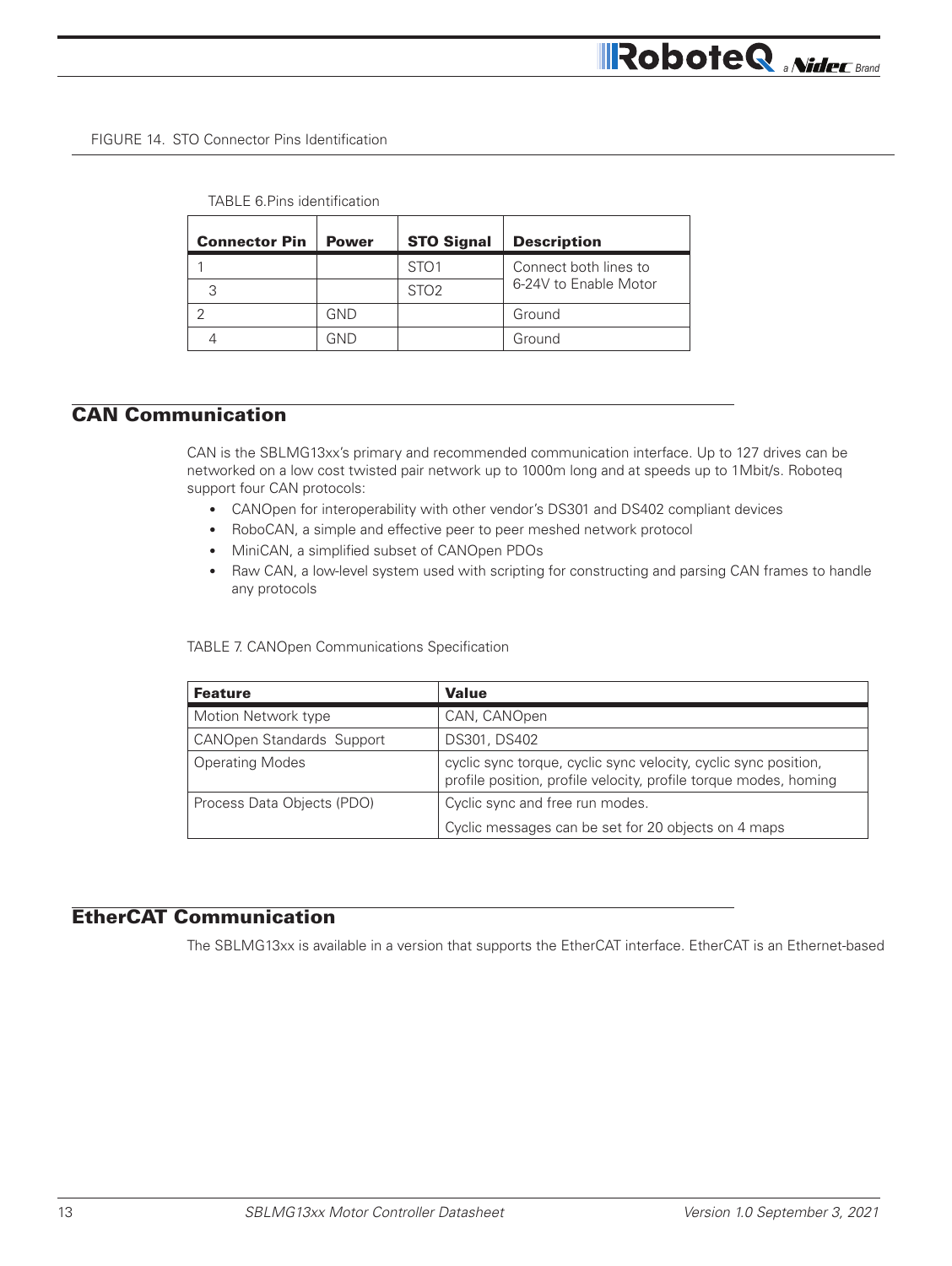FIGURE 14. STO Connector Pins Identification

TABLE 6.Pins identification

| Connector Pin | Power | STO Signal | Description |
|---|---|---|---|
| 1 | | STO1 | Connect both lines to 6-24V to Enable Motor |
| 3 | | STO2 | |
| 2 | GND | | Ground |
| 4 | GND | | Ground |

## CAN Communication

CAN is the SBLMG13xx's primary and recommended communication interface. Up to 127 drives can be networked on a low cost twisted pair network up to 1000m long and at speeds up to 1Mbit/s. Roboteq support four CAN protocols:

- CANOpen for interoperability with other vendor's DS301 and DS402 compliant devices
- RoboCAN, a simple and effective peer to peer meshed network protocol
- MiniCAN, a simplified subset of CANOpen PDOs
- Raw CAN, a low-level system used with scripting for constructing and parsing CAN frames to handle any protocols

TABLE 7. CANOpen Communications Specification

| Feature | Value |
|---|---|
| Motion Network type | CAN, CANOpen |
| CANOpen Standards Support | DS301, DS402 |
| Operating Modes | cyclic sync torque, cyclic sync velocity, cyclic sync position, profile position, profile velocity, profile torque modes, homing |
| Process Data Objects (PDO) | Cyclic sync and free run modes. Cyclic messages can be set for 20 objects on 4 maps |

## EtherCAT Communication

The SBLMG13xx is available in a version that supports the EtherCAT interface. EtherCAT is an Ethernet-based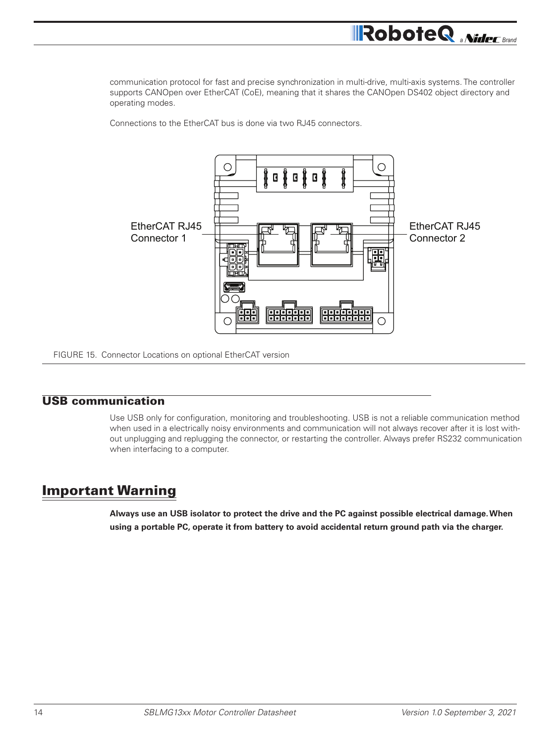communication protocol for fast and precise synchronization in multi-drive, multi-axis systems. The controller supports CANOpen over EtherCAT (CoE), meaning that it shares the CANOpen DS402 object directory and operating modes.

Connections to the EtherCAT bus is done via two RJ45 connectors.

EtherCAT RJ45 Connector 1

EtherCAT RJ45 Connector 2

FIGURE 15. Connector Locations on optional EtherCAT version

## USB communication

Use USB only for configuration, monitoring and troubleshooting. USB is not a reliable communication method when used in a electrically noisy environments and communication will not always recover after it is lost without unplugging and replugging the connector, or restarting the controller. Always prefer RS232 communication when interfacing to a computer.

# Important Warning

**Always use an USB isolator to protect the drive and the PC against possible electrical damage. When using a portable PC, operate it from battery to avoid accidental return ground path via the charger.**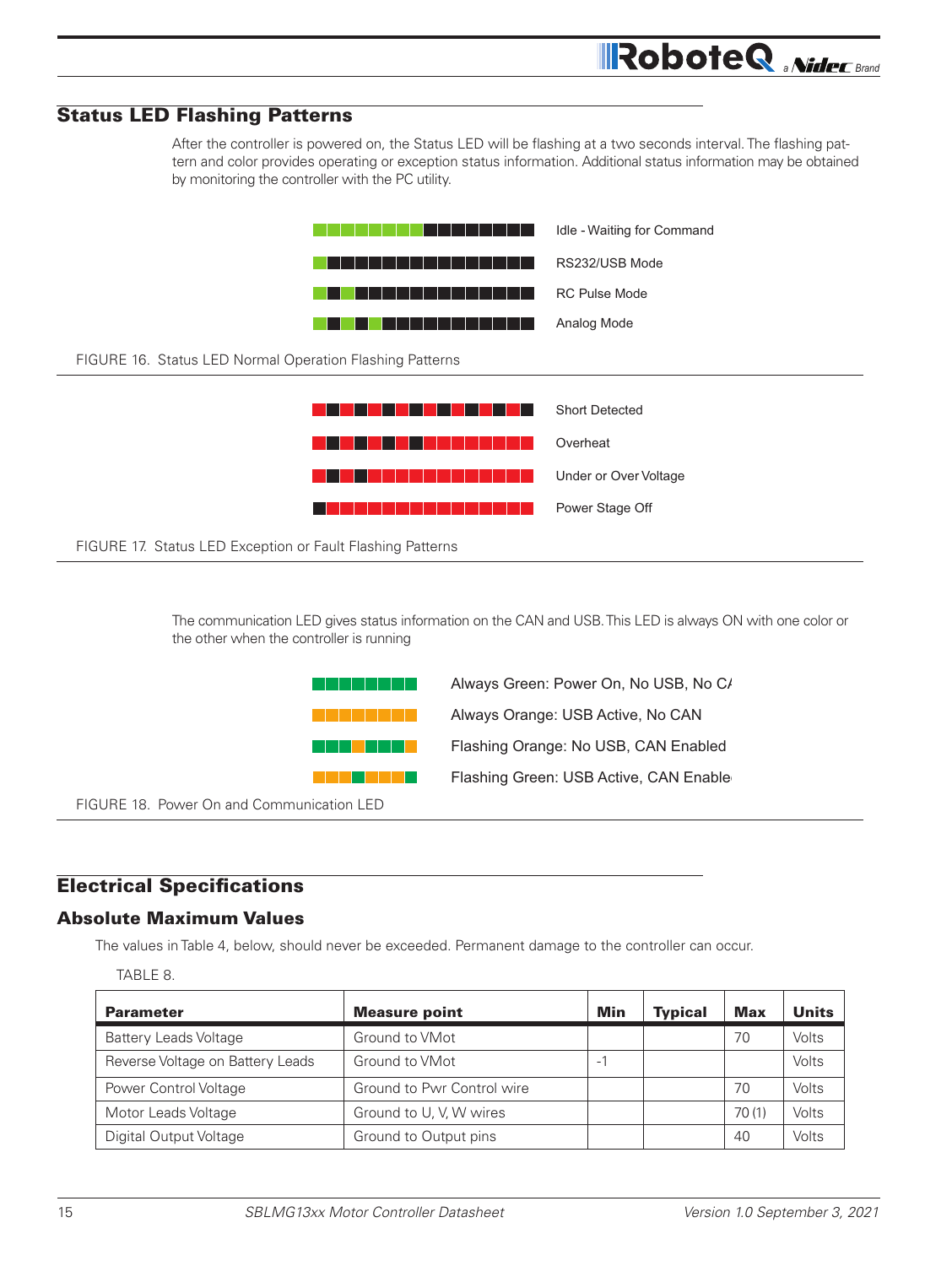## Status LED Flashing Patterns

After the controller is powered on, the Status LED will be flashing at a two seconds interval. The flashing pattern and color provides operating or exception status information. Additional status information may be obtained by monitoring the controller with the PC utility.

Idle - Waiting for Command

RS232/USB Mode

RC Pulse Mode

Analog Mode

FIGURE 16. Status LED Normal Operation Flashing Patterns

Short Detected

Overheat

Under or Over Voltage

Power Stage Off

FIGURE 17. Status LED Exception or Fault Flashing Patterns

The communication LED gives status information on the CAN and USB. This LED is always ON with one color or the other when the controller is running

Always Green: Power On, No USB, No CA

Always Orange: USB Active, No CAN

Flashing Orange: No USB, CAN Enabled

Flashing Green: USB Active, CAN Enable

FIGURE 18. Power On and Communication LED

## Electrical Specifications

### Absolute Maximum Values

The values in Table 4, below, should never be exceeded. Permanent damage to the controller can occur.

TABLE 8.

| Parameter | Measure point | Min | Typical | Max | Units |
|---|---|---|---|---|---|
| Battery Leads Voltage | Ground to VMot | | | 70 | Volts |
| Reverse Voltage on Battery Leads | Ground to VMot | -1 | | | Volts |
| Power Control Voltage | Ground to Pwr Control wire | | | 70 | Volts |
| Motor Leads Voltage | Ground to U, V, W wires | | | 70 (1) | Volts |
| Digital Output Voltage | Ground to Output pins | | | 40 | Volts |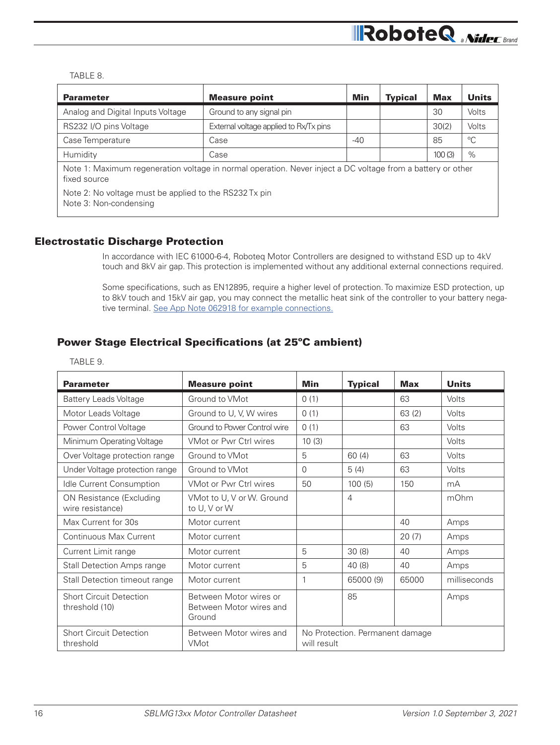TABLE 8.

| Parameter | Measure point | Min | Typical | Max | Units |
|---|---|---|---|---|---|
| Analog and Digital Inputs Voltage | Ground to any signal pin | | | 30 | Volts |
| RS232 I/O pins Voltage | External voltage applied to Rx/Tx pins | | | 30(2) | Volts |
| Case Temperature | Case | -40 | | 85 | °C |
| Humidity | Case | | | 100 (3) | % |

Note 1: Maximum regeneration voltage in normal operation. Never inject a DC voltage from a battery or other fixed source

Note 2: No voltage must be applied to the RS232 Tx pin
Note 3: Non-condensing

## Electrostatic Discharge Protection

In accordance with IEC 61000-6-4, Roboteq Motor Controllers are designed to withstand ESD up to 4kV touch and 8kV air gap. This protection is implemented without any additional external connections required.

Some specifications, such as EN12895, require a higher level of protection. To maximize ESD protection, up to 8kV touch and 15kV air gap, you may connect the metallic heat sink of the controller to your battery negative terminal. See App Note 062918 for example connections.

## Power Stage Electrical Specifications (at 25ºC ambient)

TABLE 9.

| Parameter | Measure point | Min | Typical | Max | Units |
|---|---|---|---|---|---|
| Battery Leads Voltage | Ground to VMot | 0 (1) | | 63 | Volts |
| Motor Leads Voltage | Ground to U, V, W wires | 0 (1) | | 63 (2) | Volts |
| Power Control Voltage | Ground to Power Control wire | 0 (1) | | 63 | Volts |
| Minimum Operating Voltage | VMot or Pwr Ctrl wires | 10 (3) | | | Volts |
| Over Voltage protection range | Ground to VMot | 5 | 60 (4) | 63 | Volts |
| Under Voltage protection range | Ground to VMot | 0 | 5 (4) | 63 | Volts |
| Idle Current Consumption | VMot or Pwr Ctrl wires | 50 | 100 (5) | 150 | mA |
| ON Resistance (Excluding wire resistance) | VMot to U, V or W. Ground to U, V or W | | 4 | | mOhm |
| Max Current for 30s | Motor current | | | 40 | Amps |
| Continuous Max Current | Motor current | | | 20 (7) | Amps |
| Current Limit range | Motor current | 5 | 30 (8) | 40 | Amps |
| Stall Detection Amps range | Motor current | 5 | 40 (8) | 40 | Amps |
| Stall Detection timeout range | Motor current | 1 | 65000 (9) | 65000 | milliseconds |
| Short Circuit Detection threshold (10) | Between Motor wires or Between Motor wires and Ground | | 85 | | Amps |
| Short Circuit Detection threshold | Between Motor wires and VMot | No Protection. Permanent damage will result | | | |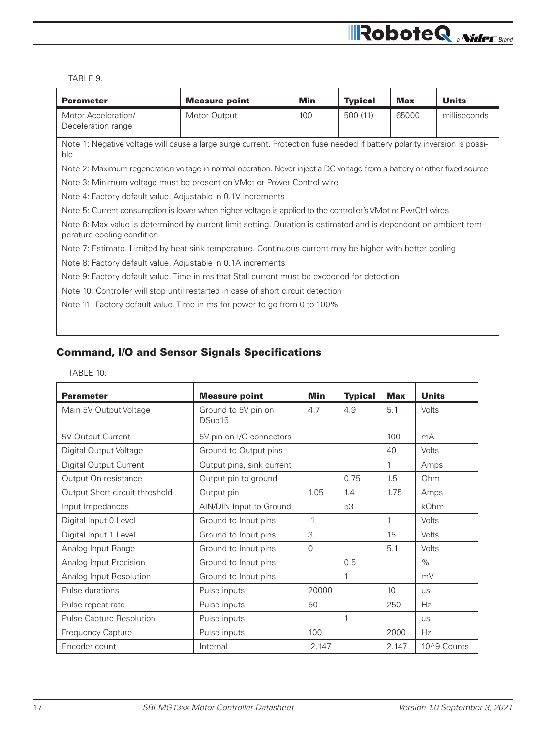TABLE 9.

| Parameter | Measure point | Min | Typical | Max | Units |
| --- | --- | --- | --- | --- | --- |
| Motor Acceleration/ Deceleration range | Motor Output | 100 | 500 (11) | 65000 | milliseconds |

Note 1: Negative voltage will cause a large surge current. Protection fuse needed if battery polarity inversion is possible

Note 2: Maximum regeneration voltage in normal operation. Never inject a DC voltage from a battery or other fixed source

Note 3: Minimum voltage must be present on VMot or Power Control wire

Note 4: Factory default value. Adjustable in 0.1V increments

Note 5: Current consumption is lower when higher voltage is applied to the controller's VMot or PwrCtrl wires

Note 6: Max value is determined by current limit setting. Duration is estimated and is dependent on ambient temperature cooling condition

Note 7: Estimate. Limited by heat sink temperature. Continuous current may be higher with better cooling

Note 8: Factory default value. Adjustable in 0.1A increments

Note 9: Factory default value. Time in ms that Stall current must be exceeded for detection

Note 10: Controller will stop until restarted in case of short circuit detection

Note 11: Factory default value. Time in ms for power to go from 0 to 100%

## Command, I/O and Sensor Signals Specifications

TABLE 10.

| Parameter | Measure point | Min | Typical | Max | Units |
| --- | --- | --- | --- | --- | --- |
| Main 5V Output Voltage | Ground to 5V pin on DSub15 | 4.7 | 4.9 | 5.1 | Volts |
| 5V Output Current | 5V pin on I/O connectors | | | 100 | mA |
| Digital Output Voltage | Ground to Output pins | | | 40 | Volts |
| Digital Output Current | Output pins, sink current | | | 1 | Amps |
| Output On resistance | Output pin to ground | | 0.75 | 1.5 | Ohm |
| Output Short circuit threshold | Output pin | 1.05 | 1.4 | 1.75 | Amps |
| Input Impedances | AIN/DIN Input to Ground | | 53 | | kOhm |
| Digital Input 0 Level | Ground to Input pins | -1 | | 1 | Volts |
| Digital Input 1 Level | Ground to Input pins | 3 | | 15 | Volts |
| Analog Input Range | Ground to Input pins | 0 | | 5.1 | Volts |
| Analog Input Precision | Ground to Input pins | | 0.5 | | % |
| Analog Input Resolution | Ground to Input pins | | 1 | | mV |
| Pulse durations | Pulse inputs | 20000 | | 10 | us |
| Pulse repeat rate | Pulse inputs | 50 | | 250 | Hz |
| Pulse Capture Resolution | Pulse inputs | | 1 | | us |
| Frequency Capture | Pulse inputs | 100 | | 2000 | Hz |
| Encoder count | Internal | -2.147 | | 2.147 | 10^9 Counts |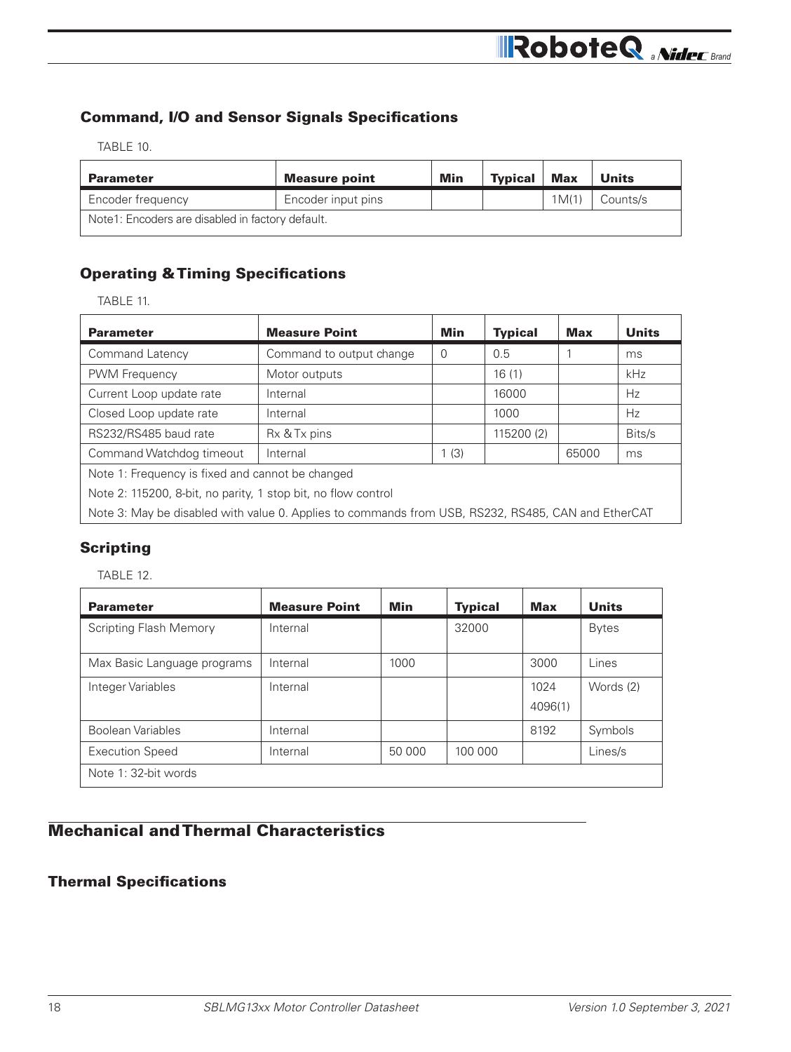### Command, I/O and Sensor Signals Specifications

TABLE 10.

| Parameter | Measure point | Min | Typical | Max | Units |
|---|---|---|---|---|---|
| Encoder frequency | Encoder input pins | | | 1M(1) | Counts/s |
| Note1: Encoders are disabled in factory default. | | | | | |

### Operating & Timing Specifications

TABLE 11.

| Parameter | Measure Point | Min | Typical | Max | Units |
|---|---|---|---|---|---|
| Command Latency | Command to output change | 0 | 0.5 | 1 | ms |
| PWM Frequency | Motor outputs | | 16 (1) | | kHz |
| Current Loop update rate | Internal | | 16000 | | Hz |
| Closed Loop update rate | Internal | | 1000 | | Hz |
| RS232/RS485 baud rate | Rx & Tx pins | | 115200 (2) | | Bits/s |
| Command Watchdog timeout | Internal | 1 (3) | | 65000 | ms |
| Note 1: Frequency is fixed and cannot be changed | | | | | |
| Note 2: 115200, 8-bit, no parity, 1 stop bit, no flow control | | | | | |
| Note 3: May be disabled with value 0. Applies to commands from USB, RS232, RS485, CAN and EtherCAT | | | | | |

### Scripting

TABLE 12.

| Parameter | Measure Point | Min | Typical | Max | Units |
|---|---|---|---|---|---|
| Scripting Flash Memory | Internal | | 32000 | | Bytes |
| Max Basic Language programs | Internal | 1000 | | 3000 | Lines |
| Integer Variables | Internal | | | 1024<br>4096(1) | Words (2) |
| Boolean Variables | Internal | | | 8192 | Symbols |
| Execution Speed | Internal | 50 000 | 100 000 | | Lines/s |
| Note 1: 32-bit words | | | | | |

## Mechanical and Thermal Characteristics

### Thermal Specifications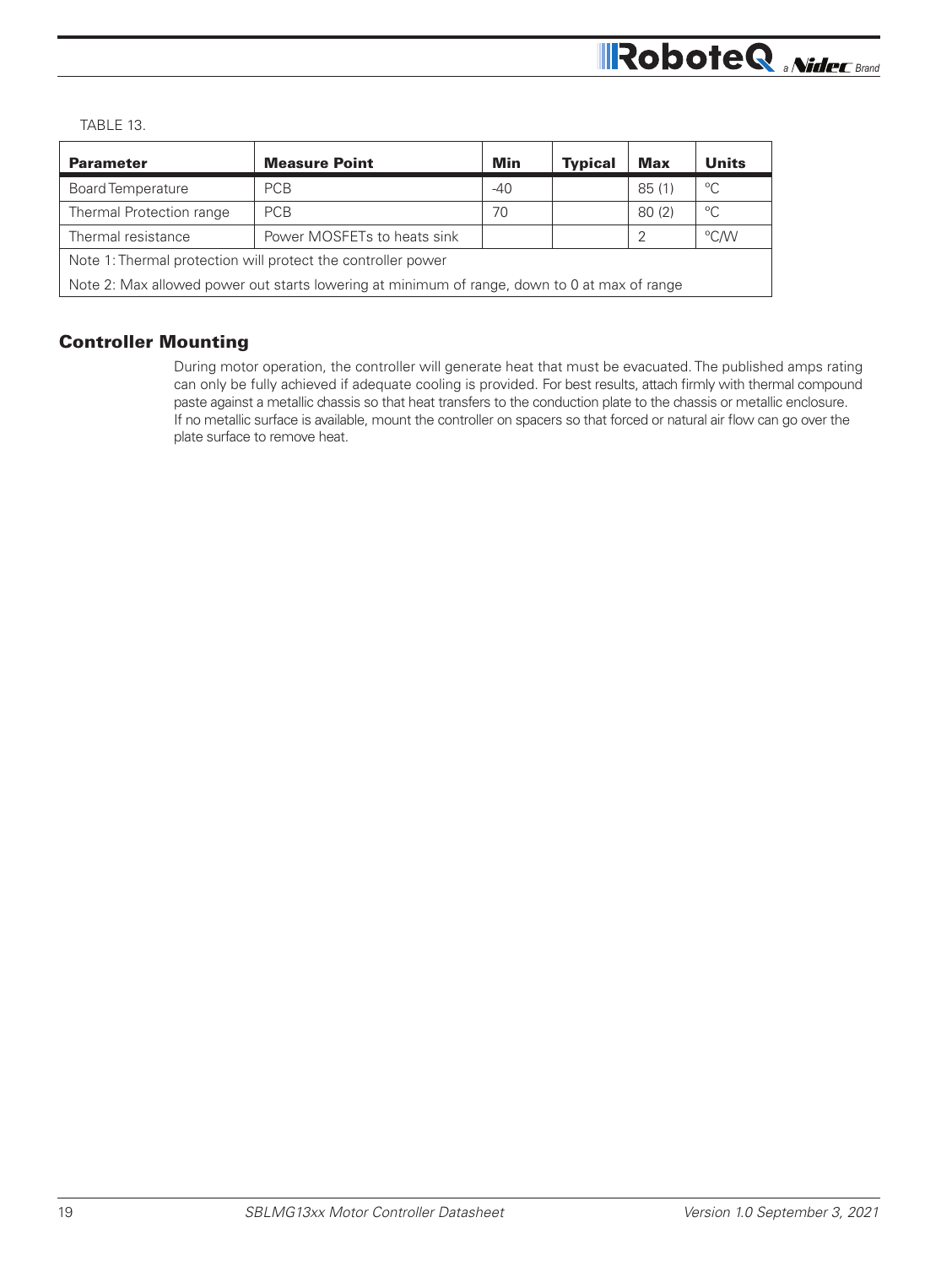TABLE 13.

| Parameter | Measure Point | Min | Typical | Max | Units |
|---|---|---|---|---|---|
| Board Temperature | PCB | -40 | | 85 (1) | °C |
| Thermal Protection range | PCB | 70 | | 80 (2) | °C |
| Thermal resistance | Power MOSFETs to heats sink | | | 2 | °C/W |
| Note 1: Thermal protection will protect the controller power | | | | | |
| Note 2: Max allowed power out starts lowering at minimum of range, down to 0 at max of range | | | | | |

## Controller Mounting

During motor operation, the controller will generate heat that must be evacuated. The published amps rating can only be fully achieved if adequate cooling is provided. For best results, attach firmly with thermal compound paste against a metallic chassis so that heat transfers to the conduction plate to the chassis or metallic enclosure. If no metallic surface is available, mount the controller on spacers so that forced or natural air flow can go over the plate surface to remove heat.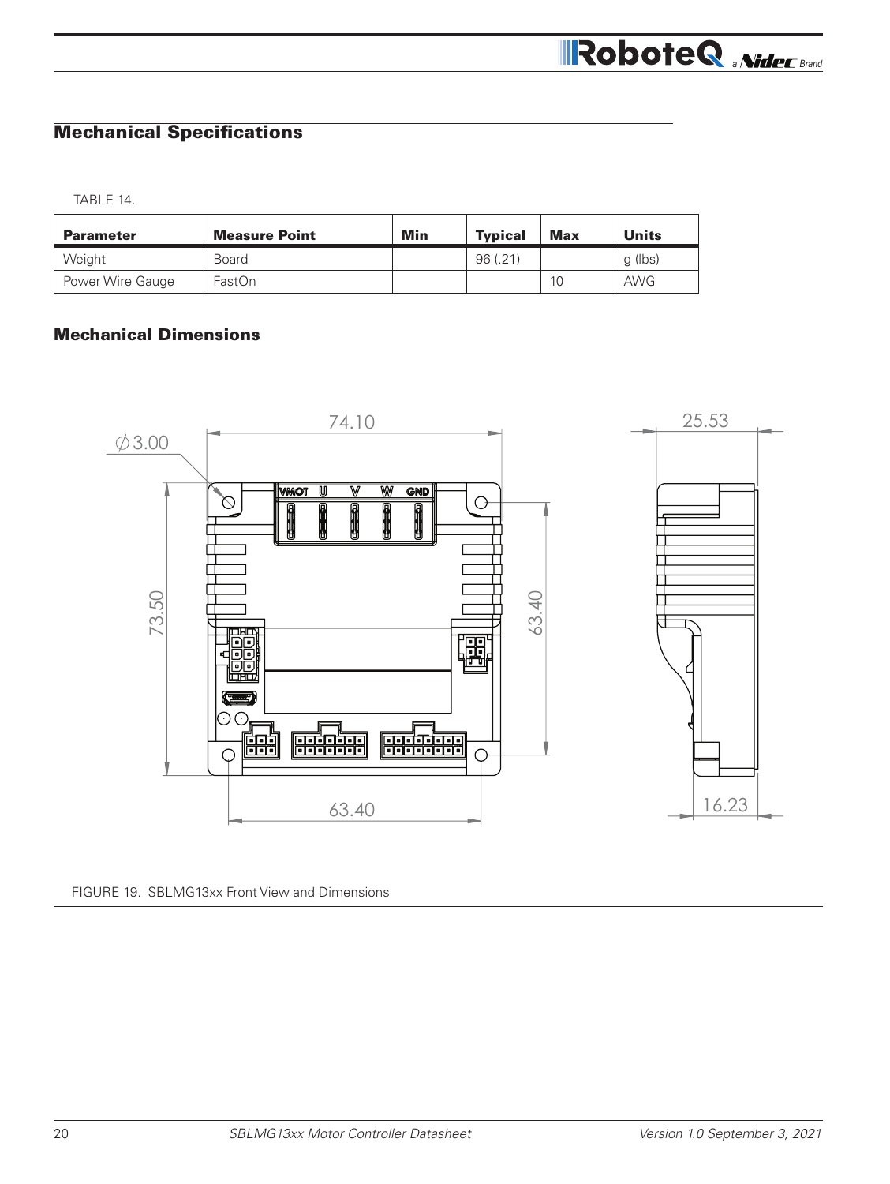## Mechanical Specifications

TABLE 14.

| Parameter | Measure Point | Min | Typical | Max | Units |
|---|---|---|---|---|---|
| Weight | Board | | 96 (.21) | | g (lbs) |
| Power Wire Gauge | FastOn | | | 10 | AWG |

### Mechanical Dimensions

∅3.00

74.10

25.53

VMOT U V W GND

73.50

63.40

63.40

16.23

FIGURE 19. SBLMG13xx Front View and Dimensions